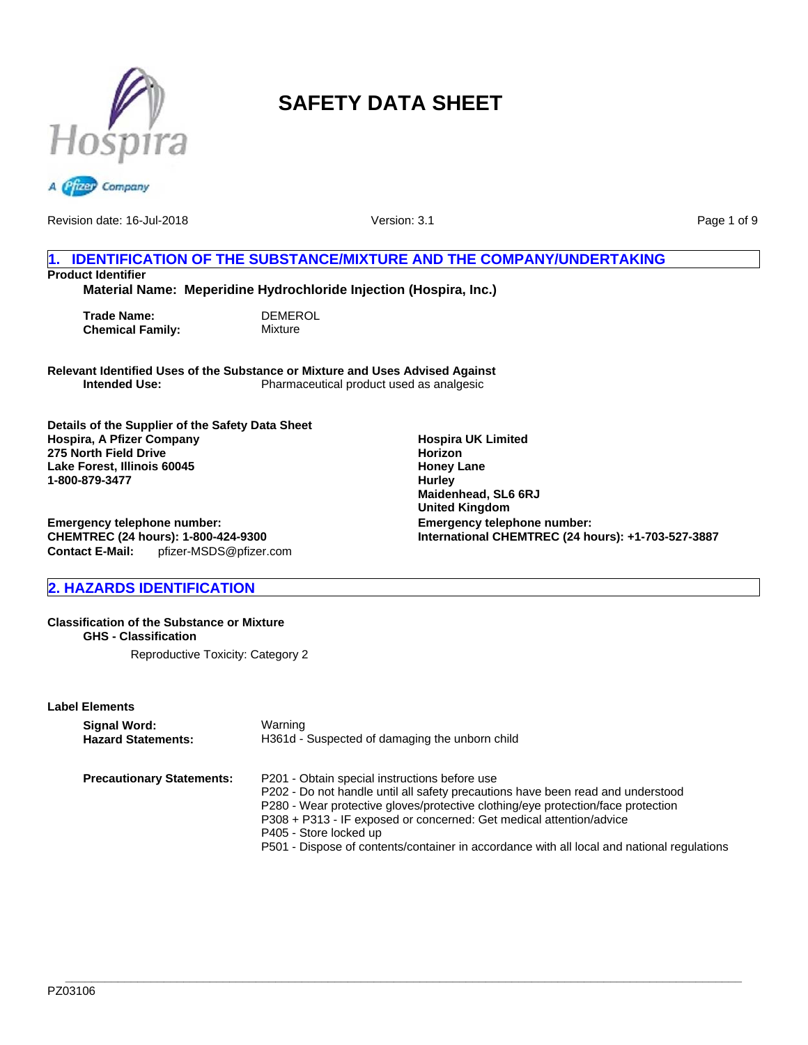# SAFETY DATA SHEET

Revision date: 16-Jul-2018 Version: 3.1

## 1. IDENTIFICATION OF THE SUBSTANCE/MIXTURE AND THE COMPANY/UNDERTAKING

**Product Identifier**

**Material Name: Meperidine Hydrochloride Injection (Hospira, Inc.)**

**Trade Name:** DEMEROL
**Chemical Family:** Mixture

**Relevant Identified Uses of the Substance or Mixture and Uses Advised Against**
**Intended Use:** Pharmaceutical product used as analgesic

**Details of the Supplier of the Safety Data Sheet**

**Hospira, A Pfizer Company**
**275 North Field Drive**
**Lake Forest, Illinois 60045**
**1-800-879-3477**

**Emergency telephone number:**
**CHEMTREC (24 hours): 1-800-424-9300**
**Contact E-Mail:** pfizer-MSDS@pfizer.com

**Hospira UK Limited**
**Horizon**
**Honey Lane**
**Hurley**
**Maidenhead, SL6 6RJ**
**United Kingdom**

**Emergency telephone number:**
**International CHEMTREC (24 hours): +1-703-527-3887**

## 2. HAZARDS IDENTIFICATION

**Classification of the Substance or Mixture**

**GHS - Classification**

Reproductive Toxicity: Category 2

**Label Elements**

**Signal Word:** Warning
**Hazard Statements:** H361d - Suspected of damaging the unborn child

**Precautionary Statements:**
P201 - Obtain special instructions before use
P202 - Do not handle until all safety precautions have been read and understood
P280 - Wear protective gloves/protective clothing/eye protection/face protection
P308 + P313 - IF exposed or concerned: Get medical attention/advice
P405 - Store locked up
P501 - Dispose of contents/container in accordance with all local and national regulations

PZ03106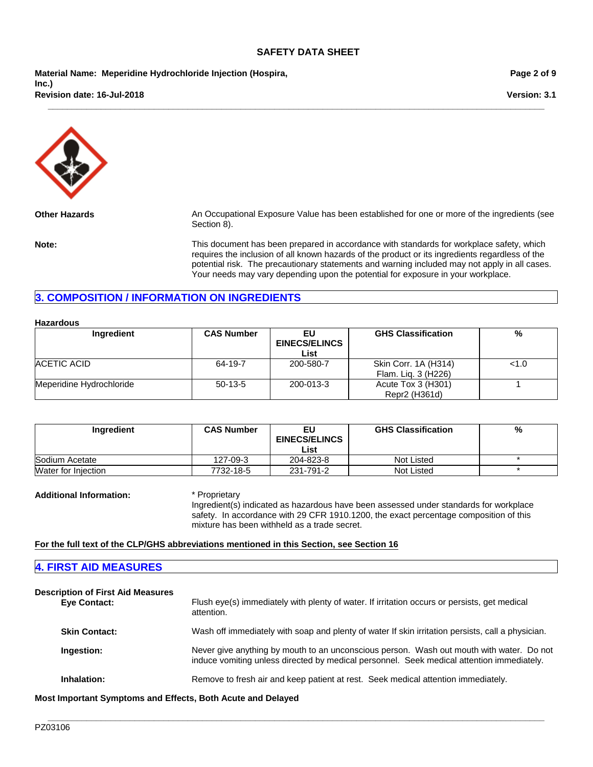**Other Hazards**

An Occupational Exposure Value has been established for one or more of the ingredients (see Section 8).

**Note:**

This document has been prepared in accordance with standards for workplace safety, which requires the inclusion of all known hazards of the product or its ingredients regardless of the potential risk. The precautionary statements and warning included may not apply in all cases. Your needs may vary depending upon the potential for exposure in your workplace.

## 3. COMPOSITION / INFORMATION ON INGREDIENTS

**Hazardous**

| Ingredient | CAS Number | EU EINECS/ELINCS List | GHS Classification | % |
|---|---|---|---|---|
| ACETIC ACID | 64-19-7 | 200-580-7 | Skin Corr. 1A (H314) Flam. Liq. 3 (H226) | <1.0 |
| Meperidine Hydrochloride | 50-13-5 | 200-013-3 | Acute Tox 3 (H301) Repr2 (H361d) | 1 |

| Ingredient | CAS Number | EU EINECS/ELINCS List | GHS Classification | % |
|---|---|---|---|---|
| Sodium Acetate | 127-09-3 | 204-823-8 | Not Listed | * |
| Water for Injection | 7732-18-5 | 231-791-2 | Not Listed | * |

**Additional Information:**

* Proprietary
Ingredient(s) indicated as hazardous have been assessed under standards for workplace safety. In accordance with 29 CFR 1910.1200, the exact percentage composition of this mixture has been withheld as a trade secret.

**For the full text of the CLP/GHS abbreviations mentioned in this Section, see Section 16**

## 4. FIRST AID MEASURES

**Description of First Aid Measures**

**Eye Contact:** Flush eye(s) immediately with plenty of water. If irritation occurs or persists, get medical attention.

**Skin Contact:** Wash off immediately with soap and plenty of water If skin irritation persists, call a physician.

**Ingestion:** Never give anything by mouth to an unconscious person. Wash out mouth with water. Do not induce vomiting unless directed by medical personnel. Seek medical attention immediately.

**Inhalation:** Remove to fresh air and keep patient at rest. Seek medical attention immediately.

**Most Important Symptoms and Effects, Both Acute and Delayed**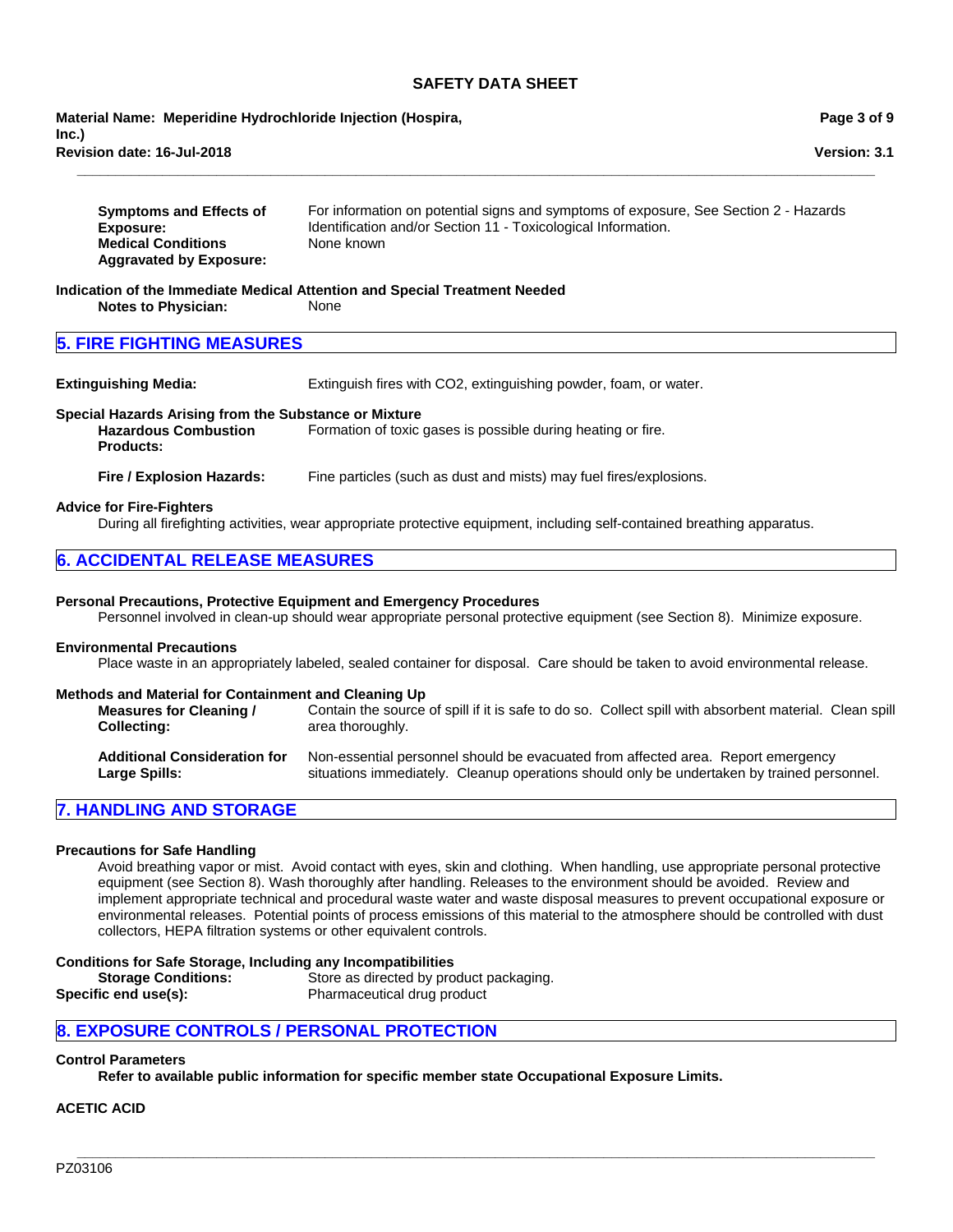**Symptoms and Effects of Exposure:** For information on potential signs and symptoms of exposure, See Section 2 - Hazards Identification and/or Section 11 - Toxicological Information.

**Medical Conditions Aggravated by Exposure:** None known

**Indication of the Immediate Medical Attention and Special Treatment Needed**

**Notes to Physician:** None

## 5. FIRE FIGHTING MEASURES

**Extinguishing Media:** Extinguish fires with $CO_2$, extinguishing powder, foam, or water.

**Special Hazards Arising from the Substance or Mixture**

**Hazardous Combustion Products:** Formation of toxic gases is possible during heating or fire.

**Fire / Explosion Hazards:** Fine particles (such as dust and mists) may fuel fires/explosions.

**Advice for Fire-Fighters**

During all firefighting activities, wear appropriate protective equipment, including self-contained breathing apparatus.

## 6. ACCIDENTAL RELEASE MEASURES

**Personal Precautions, Protective Equipment and Emergency Procedures**

Personnel involved in clean-up should wear appropriate personal protective equipment (see Section 8). Minimize exposure.

**Environmental Precautions**

Place waste in an appropriately labeled, sealed container for disposal. Care should be taken to avoid environmental release.

**Methods and Material for Containment and Cleaning Up**

**Measures for Cleaning / Collecting:** Contain the source of spill if it is safe to do so. Collect spill with absorbent material. Clean spill area thoroughly.

**Additional Consideration for Large Spills:** Non-essential personnel should be evacuated from affected area. Report emergency situations immediately. Cleanup operations should only be undertaken by trained personnel.

## 7. HANDLING AND STORAGE

**Precautions for Safe Handling**

Avoid breathing vapor or mist. Avoid contact with eyes, skin and clothing. When handling, use appropriate personal protective equipment (see Section 8). Wash thoroughly after handling. Releases to the environment should be avoided. Review and implement appropriate technical and procedural waste water and waste disposal measures to prevent occupational exposure or environmental releases. Potential points of process emissions of this material to the atmosphere should be controlled with dust collectors, HEPA filtration systems or other equivalent controls.

**Conditions for Safe Storage, Including any Incompatibilities**

**Storage Conditions:** Store as directed by product packaging.

**Specific end use(s):** Pharmaceutical drug product

## 8. EXPOSURE CONTROLS / PERSONAL PROTECTION

**Control Parameters**

**Refer to available public information for specific member state Occupational Exposure Limits.**

**ACETIC ACID**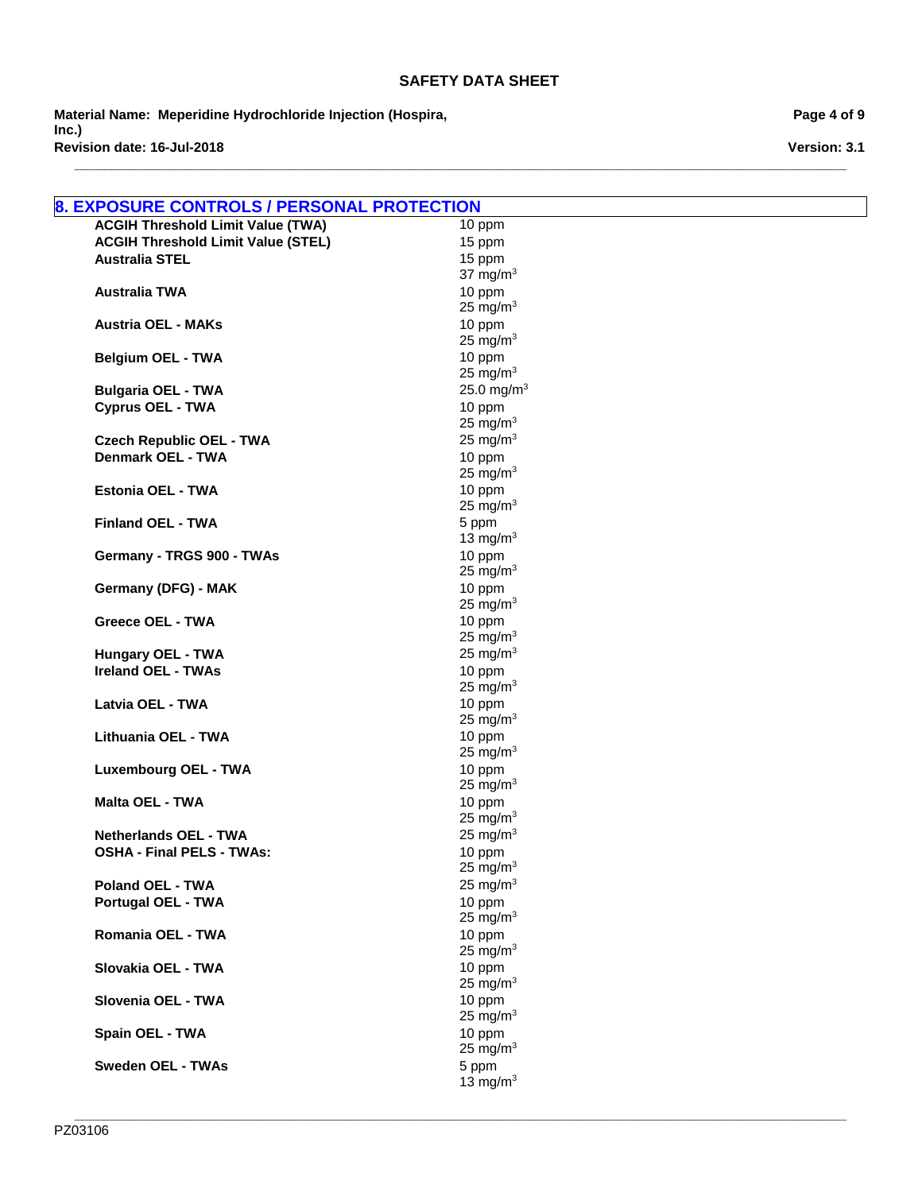## 8. EXPOSURE CONTROLS / PERSONAL PROTECTION

| | |
|---|---|
| **ACGIH Threshold Limit Value (TWA)** | 10 ppm |
| **ACGIH Threshold Limit Value (STEL)** | 15 ppm |
| **Australia STEL** | 15 ppm<br>37 $mg/m^3$ |
| **Australia TWA** | 10 ppm<br>25 $mg/m^3$ |
| **Austria OEL - MAKs** | 10 ppm<br>25 $mg/m^3$ |
| **Belgium OEL - TWA** | 10 ppm<br>25 $mg/m^3$ |
| **Bulgaria OEL - TWA** | 25.0 $mg/m^3$ |
| **Cyprus OEL - TWA** | 10 ppm<br>25 $mg/m^3$ |
| **Czech Republic OEL - TWA** | 25 $mg/m^3$ |
| **Denmark OEL - TWA** | 10 ppm<br>25 $mg/m^3$ |
| **Estonia OEL - TWA** | 10 ppm<br>25 $mg/m^3$ |
| **Finland OEL - TWA** | 5 ppm<br>13 $mg/m^3$ |
| **Germany - TRGS 900 - TWAs** | 10 ppm<br>25 $mg/m^3$ |
| **Germany (DFG) - MAK** | 10 ppm<br>25 $mg/m^3$ |
| **Greece OEL - TWA** | 10 ppm<br>25 $mg/m^3$ |
| **Hungary OEL - TWA** | 25 $mg/m^3$ |
| **Ireland OEL - TWAs** | 10 ppm<br>25 $mg/m^3$ |
| **Latvia OEL - TWA** | 10 ppm<br>25 $mg/m^3$ |
| **Lithuania OEL - TWA** | 10 ppm<br>25 $mg/m^3$ |
| **Luxembourg OEL - TWA** | 10 ppm<br>25 $mg/m^3$ |
| **Malta OEL - TWA** | 10 ppm<br>25 $mg/m^3$ |
| **Netherlands OEL - TWA** | 25 $mg/m^3$ |
| **OSHA - Final PELS - TWAs:** | 10 ppm<br>25 $mg/m^3$ |
| **Poland OEL - TWA** | 25 $mg/m^3$ |
| **Portugal OEL - TWA** | 10 ppm<br>25 $mg/m^3$ |
| **Romania OEL - TWA** | 10 ppm<br>25 $mg/m^3$ |
| **Slovakia OEL - TWA** | 10 ppm<br>25 $mg/m^3$ |
| **Slovenia OEL - TWA** | 10 ppm<br>25 $mg/m^3$ |
| **Spain OEL - TWA** | 10 ppm<br>25 $mg/m^3$ |
| **Sweden OEL - TWAs** | 5 ppm<br>13 $mg/m^3$ |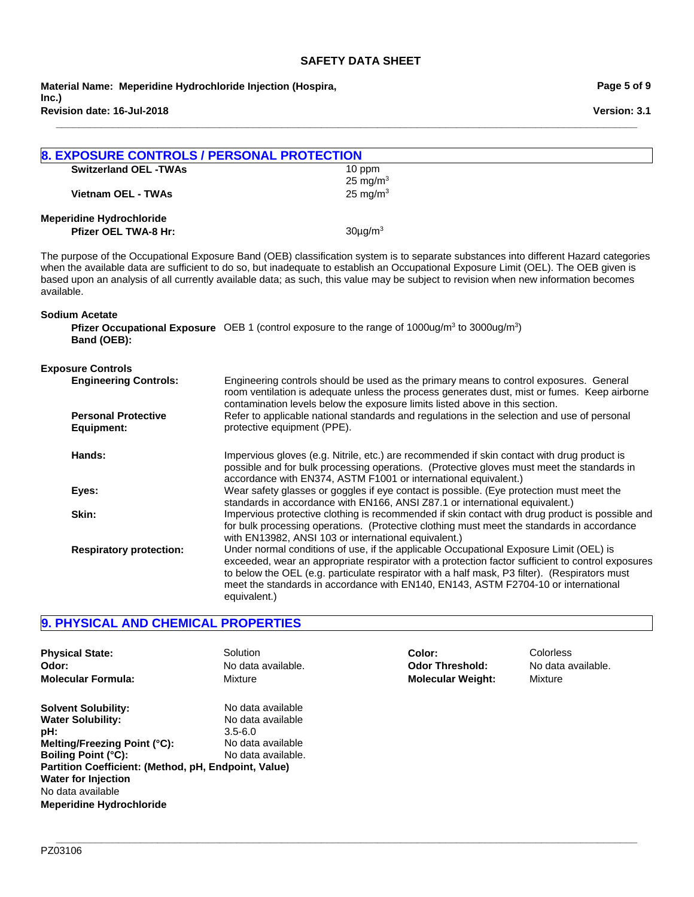## 8. EXPOSURE CONTROLS / PERSONAL PROTECTION

| | |
|---|---|
| **Switzerland OEL -TWAs** | 10 ppm<br>25 mg/m$^3$ |
| **Vietnam OEL - TWAs** | 25 mg/m$^3$ |

**Meperidine Hydrochloride**

| | |
|---|---|
| **Pfizer OEL TWA-8 Hr:** | 30µg/m$^3$ |

The purpose of the Occupational Exposure Band (OEB) classification system is to separate substances into different Hazard categories when the available data are sufficient to do so, but inadequate to establish an Occupational Exposure Limit (OEL). The OEB given is based upon an analysis of all currently available data; as such, this value may be subject to revision when new information becomes available.

**Sodium Acetate**

| | |
|---|---|
| **Pfizer Occupational Exposure Band (OEB):** | OEB 1 (control exposure to the range of 1000ug/m$^3$ to 3000ug/m$^3$) |

**Exposure Controls**

| | |
|---|---|
| **Engineering Controls:** | Engineering controls should be used as the primary means to control exposures. General room ventilation is adequate unless the process generates dust, mist or fumes. Keep airborne contamination levels below the exposure limits listed above in this section. |
| **Personal Protective Equipment:** | Refer to applicable national standards and regulations in the selection and use of personal protective equipment (PPE). |
| **Hands:** | Impervious gloves (e.g. Nitrile, etc.) are recommended if skin contact with drug product is possible and for bulk processing operations. (Protective gloves must meet the standards in accordance with EN374, ASTM F1001 or international equivalent.) |
| **Eyes:** | Wear safety glasses or goggles if eye contact is possible. (Eye protection must meet the standards in accordance with EN166, ANSI Z87.1 or international equivalent.) |
| **Skin:** | Impervious protective clothing is recommended if skin contact with drug product is possible and for bulk processing operations. (Protective clothing must meet the standards in accordance with EN13982, ANSI 103 or international equivalent.) |
| **Respiratory protection:** | Under normal conditions of use, if the applicable Occupational Exposure Limit (OEL) is exceeded, wear an appropriate respirator with a protection factor sufficient to control exposures to below the OEL (e.g. particulate respirator with a half mask, P3 filter). (Respirators must meet the standards in accordance with EN140, EN143, ASTM F2704-10 or international equivalent.) |

## 9. PHYSICAL AND CHEMICAL PROPERTIES

| | | | |
|---|---|---|---|
| **Physical State:** | Solution | **Color:** | Colorless |
| **Odor:** | No data available. | **Odor Threshold:** | No data available. |
| **Molecular Formula:** | Mixture | **Molecular Weight:** | Mixture |

| | |
|---|---|
| **Solvent Solubility:** | No data available |
| **Water Solubility:** | No data available |
| **pH:** | 3.5-6.0 |
| **Melting/Freezing Point (°C):** | No data available |
| **Boiling Point (°C):** | No data available. |

**Partition Coefficient: (Method, pH, Endpoint, Value)**

**Water for Injection**

No data available

**Meperidine Hydrochloride**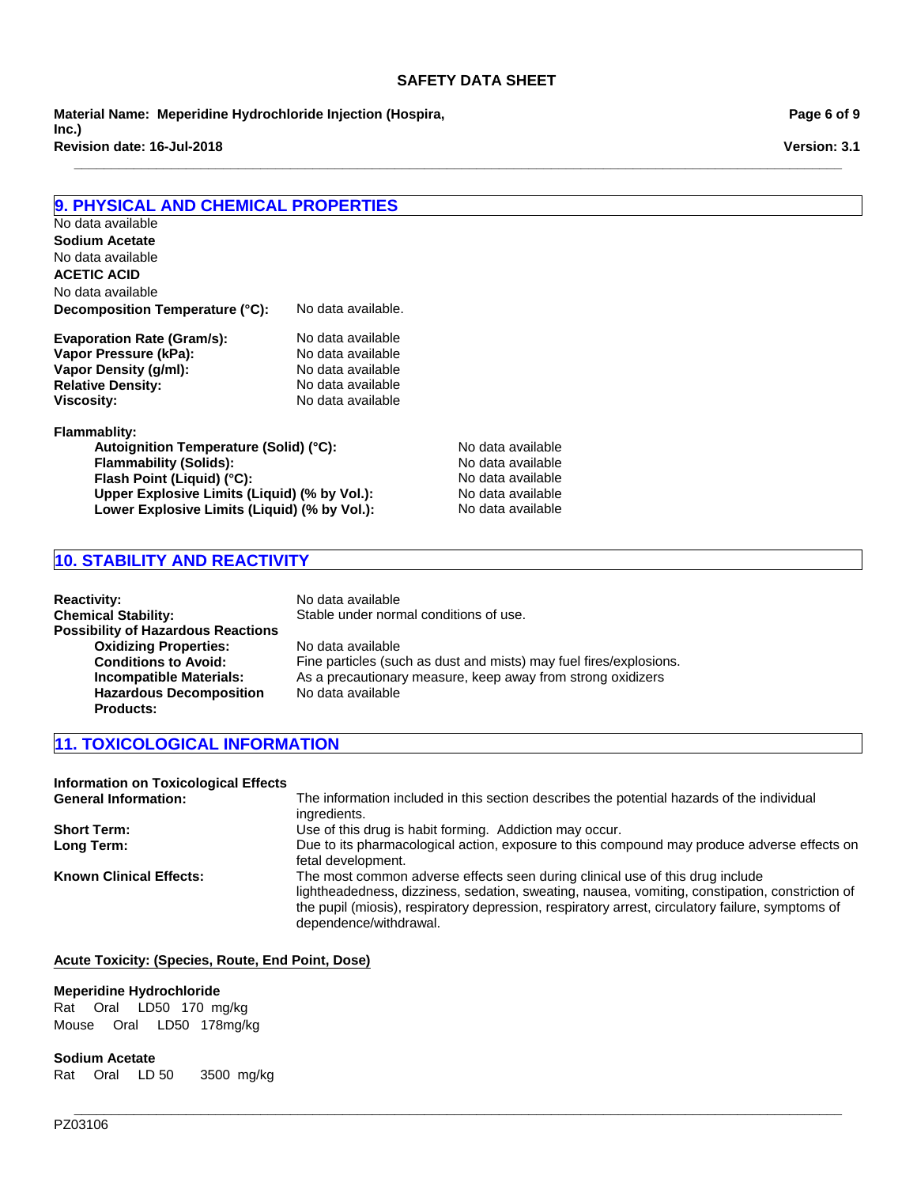## 9. PHYSICAL AND CHEMICAL PROPERTIES

No data available

**Sodium Acetate**

No data available

**ACETIC ACID**

No data available

**Decomposition Temperature (°C):** No data available.

**Evaporation Rate (Gram/s):** No data available
**Vapor Pressure (kPa):** No data available
**Vapor Density (g/ml):** No data available
**Relative Density:** No data available
**Viscosity:** No data available

**Flammablity:**

- **Autoignition Temperature (Solid) (°C):** No data available
- **Flammability (Solids):** No data available
- **Flash Point (Liquid) (°C):** No data available
- **Upper Explosive Limits (Liquid) (% by Vol.):** No data available
- **Lower Explosive Limits (Liquid) (% by Vol.):** No data available

## 10. STABILITY AND REACTIVITY

**Reactivity:** No data available
**Chemical Stability:** Stable under normal conditions of use.
**Possibility of Hazardous Reactions**

- **Oxidizing Properties:** No data available
- **Conditions to Avoid:** Fine particles (such as dust and mists) may fuel fires/explosions.
- **Incompatible Materials:** As a precautionary measure, keep away from strong oxidizers
- **Hazardous Decomposition Products:** No data available

## 11. TOXICOLOGICAL INFORMATION

**Information on Toxicological Effects**

**General Information:** The information included in this section describes the potential hazards of the individual ingredients.

**Short Term:** Use of this drug is habit forming. Addiction may occur.

**Long Term:** Due to its pharmacological action, exposure to this compound may produce adverse effects on fetal development.

**Known Clinical Effects:** The most common adverse effects seen during clinical use of this drug include lightheadedness, dizziness, sedation, sweating, nausea, vomiting, constipation, constriction of the pupil (miosis), respiratory depression, respiratory arrest, circulatory failure, symptoms of dependence/withdrawal.

**Acute Toxicity: (Species, Route, End Point, Dose)**

**Meperidine Hydrochloride**

Rat Oral LD50 170 mg/kg
Mouse Oral LD50 178mg/kg

**Sodium Acetate**

Rat Oral LD 50 3500 mg/kg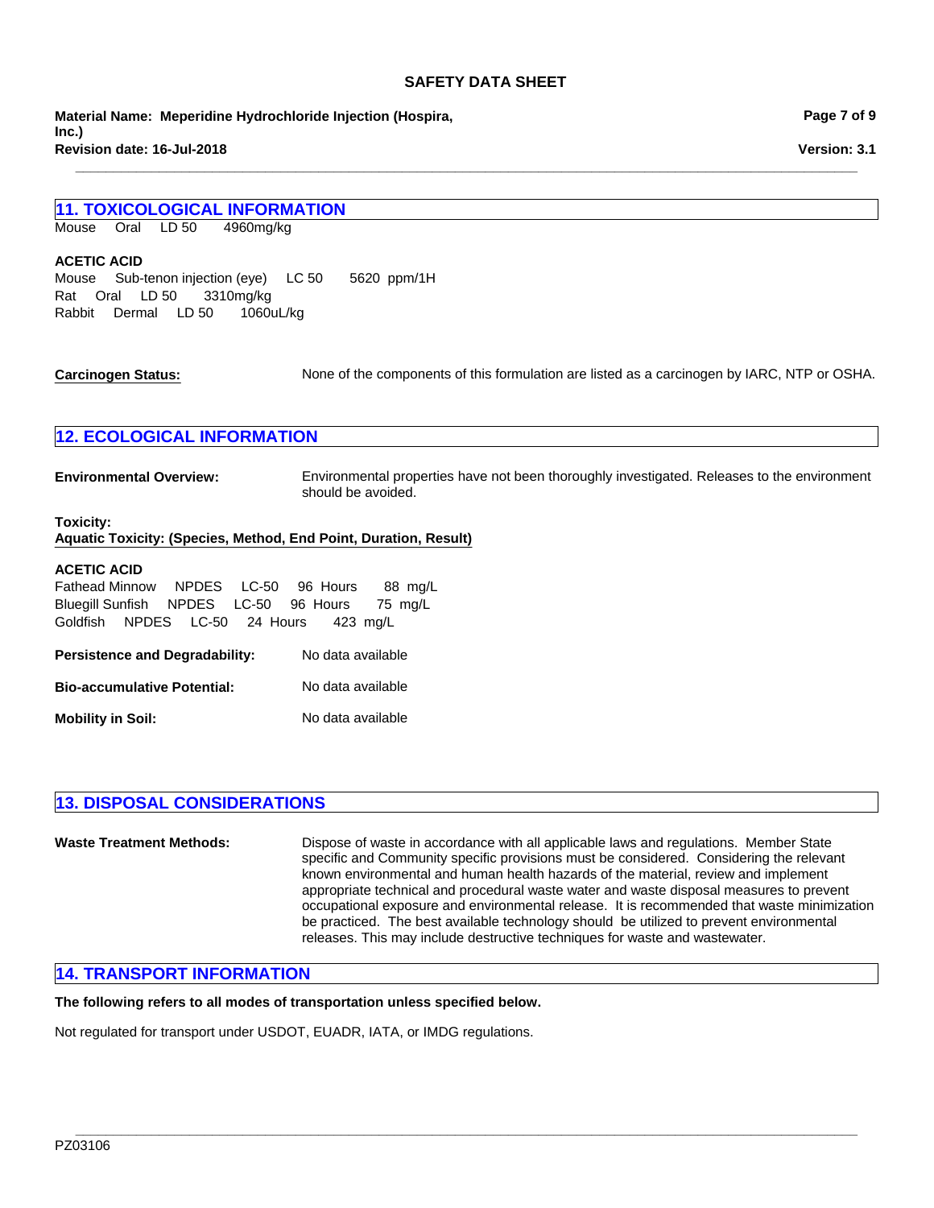## 11. TOXICOLOGICAL INFORMATION

Mouse Oral LD 50 4960mg/kg

**ACETIC ACID**

Mouse Sub-tenon injection (eye) LC 50 5620 ppm/1H
Rat Oral LD 50 3310mg/kg
Rabbit Dermal LD 50 1060uL/kg

**Carcinogen Status:** None of the components of this formulation are listed as a carcinogen by IARC, NTP or OSHA.

## 12. ECOLOGICAL INFORMATION

**Environmental Overview:** Environmental properties have not been thoroughly investigated. Releases to the environment should be avoided.

**Toxicity:**
**Aquatic Toxicity: (Species, Method, End Point, Duration, Result)**

**ACETIC ACID**

Fathead Minnow NPDES LC-50 96 Hours 88 mg/L
Bluegill Sunfish NPDES LC-50 96 Hours 75 mg/L
Goldfish NPDES LC-50 24 Hours 423 mg/L

**Persistence and Degradability:** No data available

**Bio-accumulative Potential:** No data available

**Mobility in Soil:** No data available

## 13. DISPOSAL CONSIDERATIONS

**Waste Treatment Methods:** Dispose of waste in accordance with all applicable laws and regulations. Member State specific and Community specific provisions must be considered. Considering the relevant known environmental and human health hazards of the material, review and implement appropriate technical and procedural waste water and waste disposal measures to prevent occupational exposure and environmental release. It is recommended that waste minimization be practiced. The best available technology should be utilized to prevent environmental releases. This may include destructive techniques for waste and wastewater.

## 14. TRANSPORT INFORMATION

**The following refers to all modes of transportation unless specified below.**

Not regulated for transport under USDOT, EUADR, IATA, or IMDG regulations.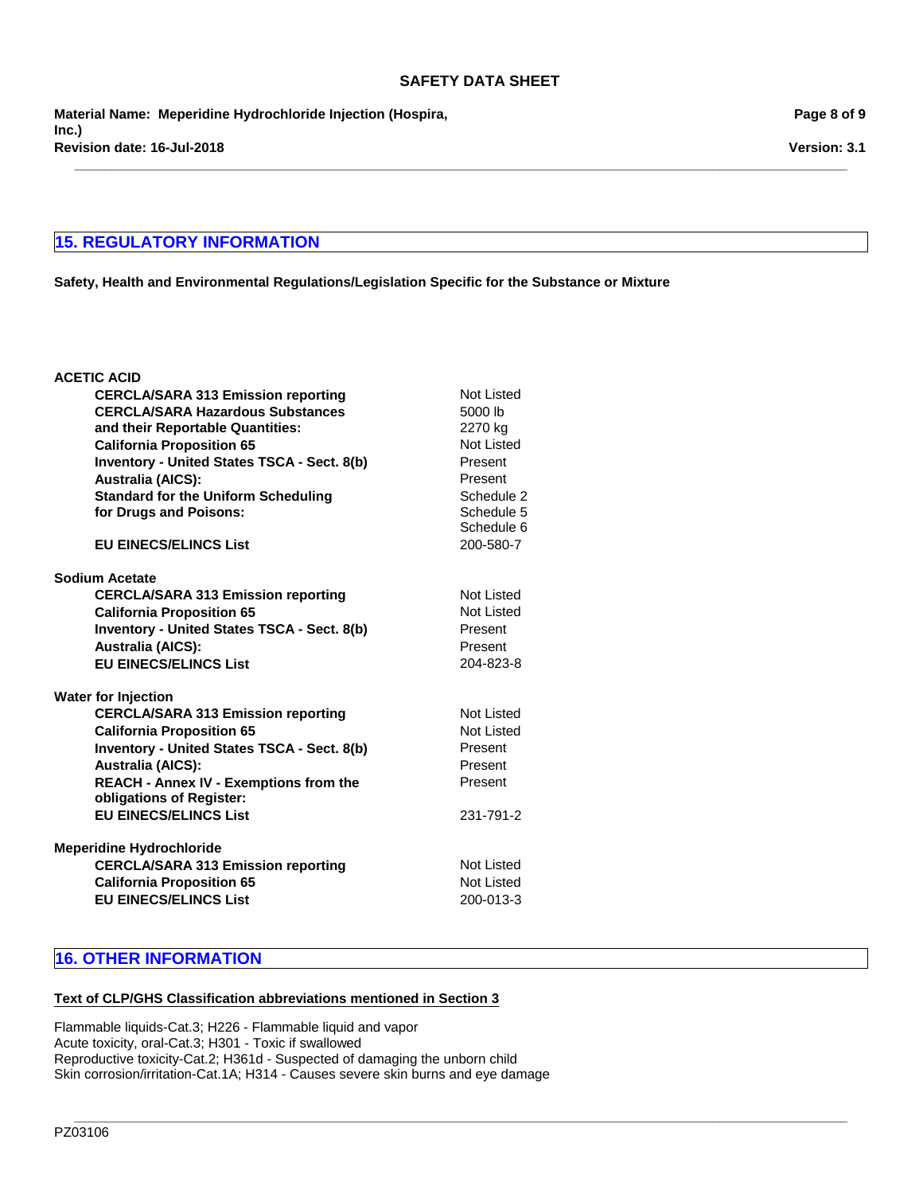## 15. REGULATORY INFORMATION

**Safety, Health and Environmental Regulations/Legislation Specific for the Substance or Mixture**

**ACETIC ACID**

| | |
|---|---|
| **CERCLA/SARA 313 Emission reporting** | Not Listed |
| **CERCLA/SARA Hazardous Substances and their Reportable Quantities:** | 5000 lb<br>2270 kg |
| **California Proposition 65** | Not Listed |
| **Inventory - United States TSCA - Sect. 8(b)** | Present |
| **Australia (AICS):** | Present |
| **Standard for the Uniform Scheduling for Drugs and Poisons:** | Schedule 2<br>Schedule 5<br>Schedule 6 |
| **EU EINECS/ELINCS List** | 200-580-7 |

**Sodium Acetate**

| | |
|---|---|
| **CERCLA/SARA 313 Emission reporting** | Not Listed |
| **California Proposition 65** | Not Listed |
| **Inventory - United States TSCA - Sect. 8(b)** | Present |
| **Australia (AICS):** | Present |
| **EU EINECS/ELINCS List** | 204-823-8 |

**Water for Injection**

| | |
|---|---|
| **CERCLA/SARA 313 Emission reporting** | Not Listed |
| **California Proposition 65** | Not Listed |
| **Inventory - United States TSCA - Sect. 8(b)** | Present |
| **Australia (AICS):** | Present |
| **REACH - Annex IV - Exemptions from the obligations of Register:** | Present |
| **EU EINECS/ELINCS List** | 231-791-2 |

**Meperidine Hydrochloride**

| | |
|---|---|
| **CERCLA/SARA 313 Emission reporting** | Not Listed |
| **California Proposition 65** | Not Listed |
| **EU EINECS/ELINCS List** | 200-013-3 |

## 16. OTHER INFORMATION

**Text of CLP/GHS Classification abbreviations mentioned in Section 3**

Flammable liquids-Cat.3; H226 - Flammable liquid and vapor
Acute toxicity, oral-Cat.3; H301 - Toxic if swallowed
Reproductive toxicity-Cat.2; H361d - Suspected of damaging the unborn child
Skin corrosion/irritation-Cat.1A; H314 - Causes severe skin burns and eye damage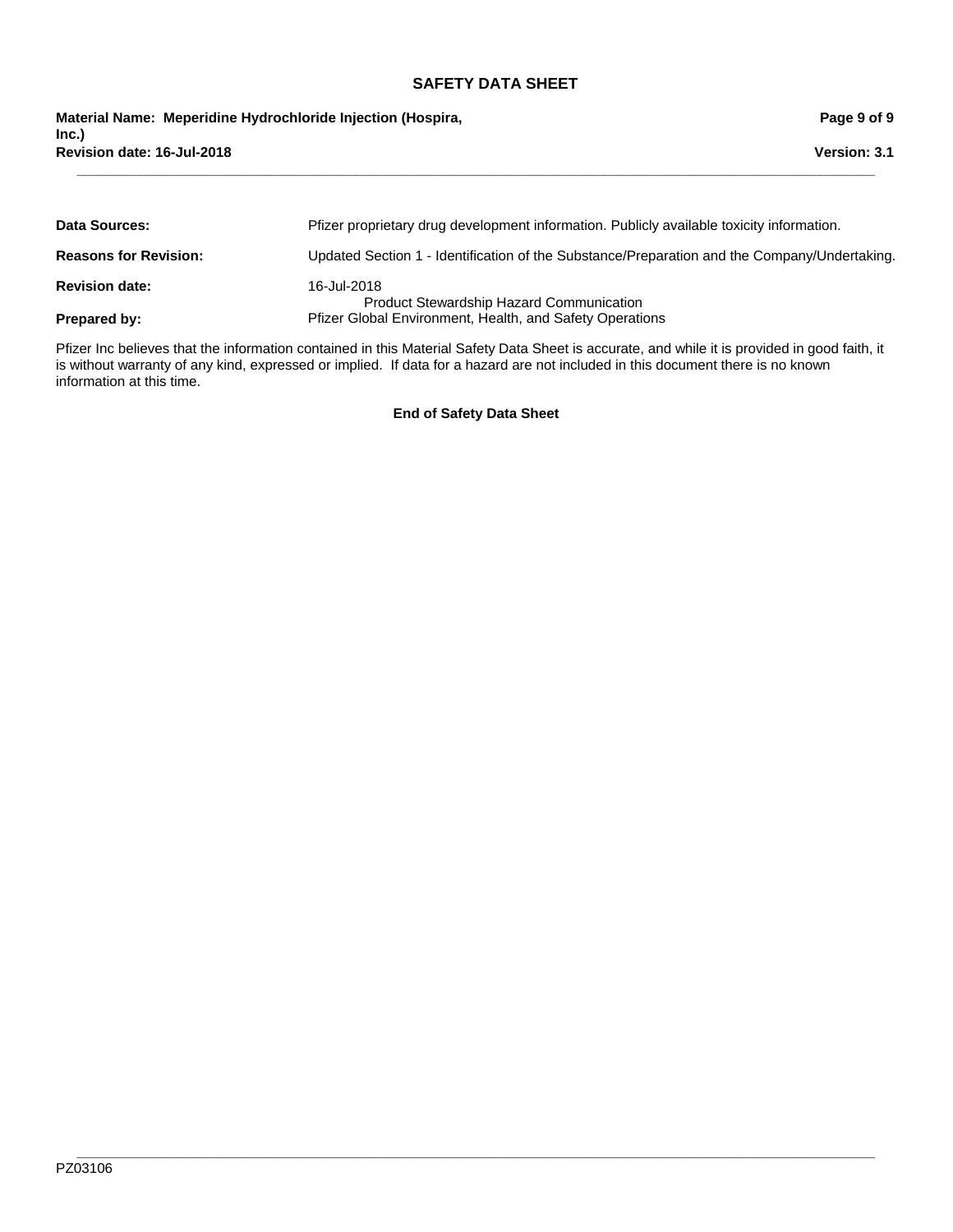| | |
|---|---|
| **Data Sources:** | Pfizer proprietary drug development information. Publicly available toxicity information. |
| **Reasons for Revision:** | Updated Section 1 - Identification of the Substance/Preparation and the Company/Undertaking. |
| **Revision date:** | 16-Jul-2018 |
| **Prepared by:** | Product Stewardship Hazard Communication<br>Pfizer Global Environment, Health, and Safety Operations |

Pfizer Inc believes that the information contained in this Material Safety Data Sheet is accurate, and while it is provided in good faith, it is without warranty of any kind, expressed or implied. If data for a hazard are not included in this document there is no known information at this time.

**End of Safety Data Sheet**

PZ03106